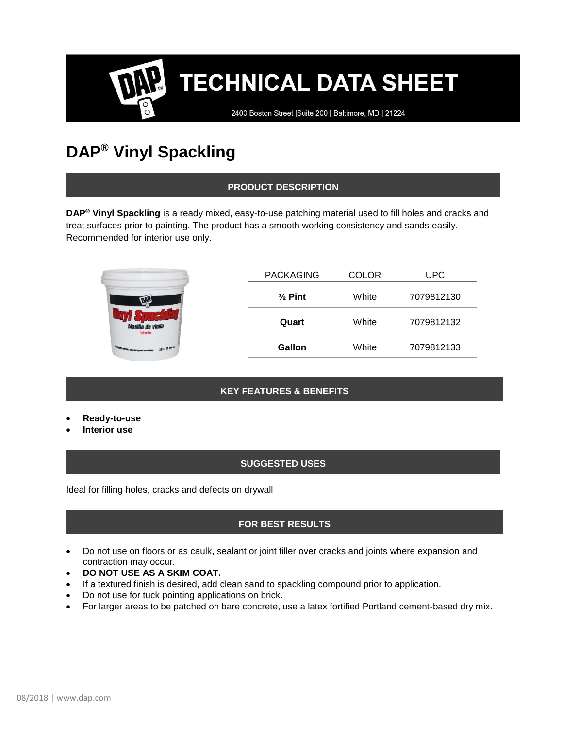# TECHNICAL DATA SHEET

2400 Boston Street |Suite 200 | Baltimore, MD | 21224

# DAP® Vinyl Spackling

## PRODUCT DESCRIPTION

**DAP® Vinyl Spackling** is a ready mixed, easy-to-use patching material used to fill holes and cracks and treat surfaces prior to painting. The product has a smooth working consistency and sands easily. Recommended for interior use only.

| PACKAGING | COLOR | UPC |
|---|---|---|
| **½ Pint** | White | 7079812130 |
| **Quart** | White | 7079812132 |
| **Gallon** | White | 7079812133 |

## KEY FEATURES & BENEFITS

- **Ready-to-use**
- **Interior use**

## SUGGESTED USES

Ideal for filling holes, cracks and defects on drywall

## FOR BEST RESULTS

- Do not use on floors or as caulk, sealant or joint filler over cracks and joints where expansion and contraction may occur.
- **DO NOT USE AS A SKIM COAT.**
- If a textured finish is desired, add clean sand to spackling compound prior to application.
- Do not use for tuck pointing applications on brick.
- For larger areas to be patched on bare concrete, use a latex fortified Portland cement-based dry mix.

08/2018 | www.dap.com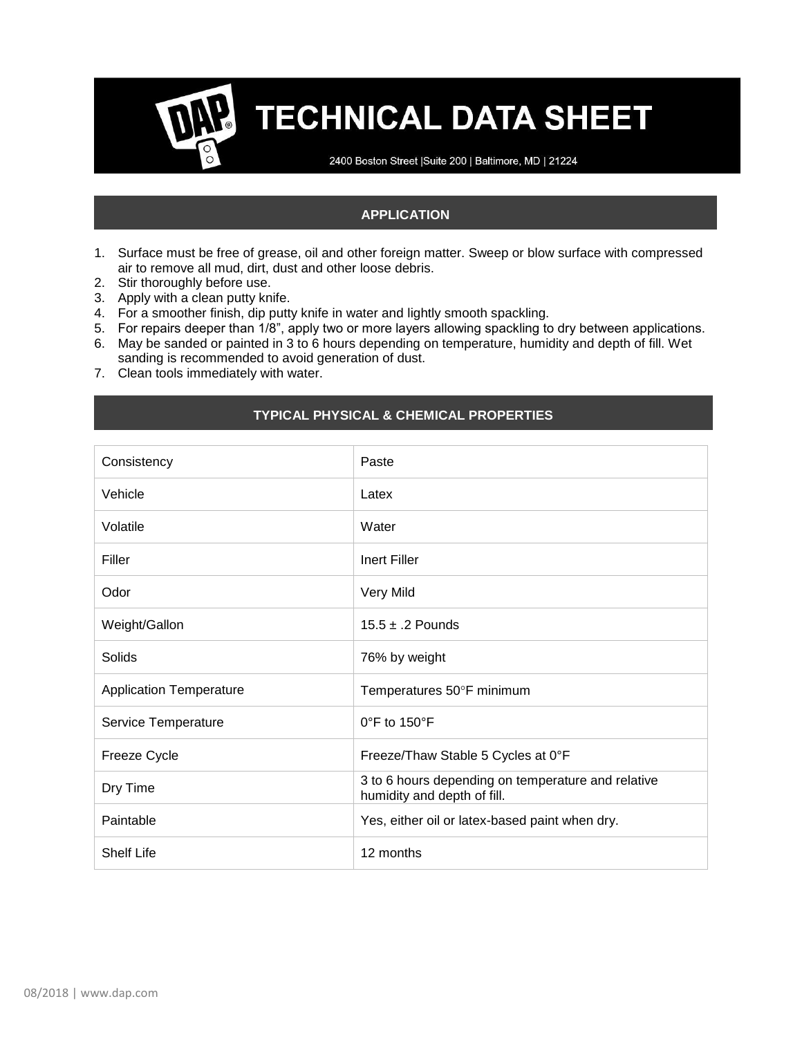# TECHNICAL DATA SHEET

2400 Boston Street |Suite 200 | Baltimore, MD | 21224

## APPLICATION

1. Surface must be free of grease, oil and other foreign matter. Sweep or blow surface with compressed air to remove all mud, dirt, dust and other loose debris.
2. Stir thoroughly before use.
3. Apply with a clean putty knife.
4. For a smoother finish, dip putty knife in water and lightly smooth spackling.
5. For repairs deeper than 1/8", apply two or more layers allowing spackling to dry between applications.
6. May be sanded or painted in 3 to 6 hours depending on temperature, humidity and depth of fill. Wet sanding is recommended to avoid generation of dust.
7. Clean tools immediately with water.

## TYPICAL PHYSICAL & CHEMICAL PROPERTIES

| | |
|---|---|
| Consistency | Paste |
| Vehicle | Latex |
| Volatile | Water |
| Filler | Inert Filler |
| Odor | Very Mild |
| Weight/Gallon | 15.5 ± .2 Pounds |
| Solids | 76% by weight |
| Application Temperature | Temperatures 50°F minimum |
| Service Temperature | 0°F to 150°F |
| Freeze Cycle | Freeze/Thaw Stable 5 Cycles at 0°F |
| Dry Time | 3 to 6 hours depending on temperature and relative humidity and depth of fill. |
| Paintable | Yes, either oil or latex-based paint when dry. |
| Shelf Life | 12 months |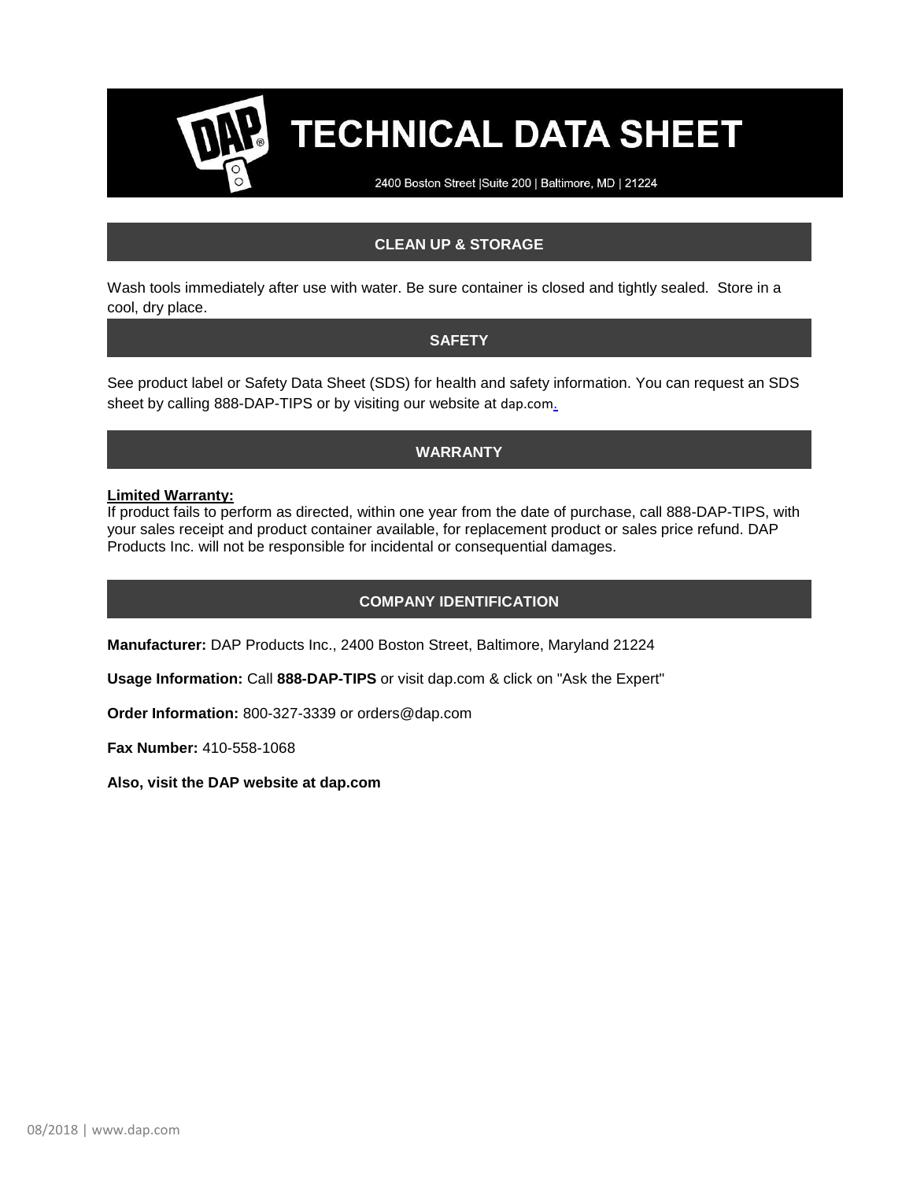# TECHNICAL DATA SHEET

2400 Boston Street |Suite 200 | Baltimore, MD | 21224

## CLEAN UP & STORAGE

Wash tools immediately after use with water. Be sure container is closed and tightly sealed. Store in a cool, dry place.

## SAFETY

See product label or Safety Data Sheet (SDS) for health and safety information. You can request an SDS sheet by calling 888-DAP-TIPS or by visiting our website at dap.com.

## WARRANTY

**Limited Warranty:**
If product fails to perform as directed, within one year from the date of purchase, call 888-DAP-TIPS, with your sales receipt and product container available, for replacement product or sales price refund. DAP Products Inc. will not be responsible for incidental or consequential damages.

## COMPANY IDENTIFICATION

**Manufacturer:** DAP Products Inc., 2400 Boston Street, Baltimore, Maryland 21224

**Usage Information:** Call **888-DAP-TIPS** or visit dap.com & click on "Ask the Expert"

**Order Information:** 800-327-3339 or orders@dap.com

**Fax Number:** 410-558-1068

**Also, visit the DAP website at dap.com**